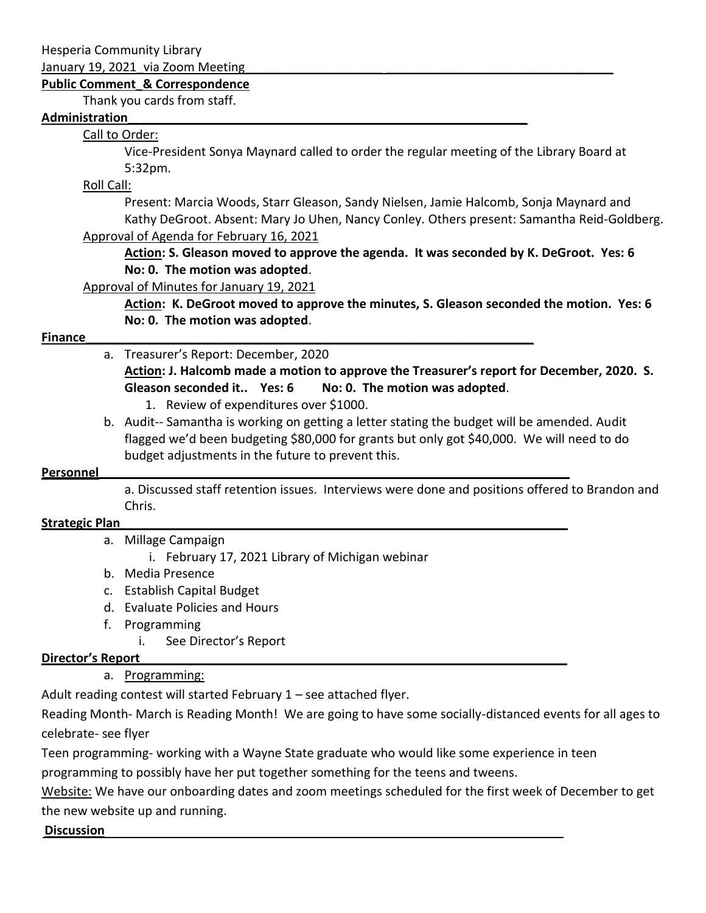Hesperia Community Library

January 19, 2021 via Zoom Meeting

**Public Comment & Correspondence**

Thank you cards from staff.

**Administration**

Call to Order:

Vice-President Sonya Maynard called to order the regular meeting of the Library Board at 5:32pm.

Roll Call:

Present: Marcia Woods, Starr Gleason, Sandy Nielsen, Jamie Halcomb, Sonja Maynard and Kathy DeGroot. Absent: Mary Jo Uhen, Nancy Conley. Others present: Samantha Reid-Goldberg.

Approval of Agenda for February 16, 2021

**Action: S. Gleason moved to approve the agenda. It was seconded by K. DeGroot. Yes: 6 No: 0. The motion was adopted**.

Approval of Minutes for January 19, 2021

**Action: K. DeGroot moved to approve the minutes, S. Gleason seconded the motion. Yes: 6 No: 0. The motion was adopted**.

**Finance**

a. Treasurer's Report: December, 2020

**Action: J. Halcomb made a motion to approve the Treasurer's report for December, 2020. S. Gleason seconded it.. Yes: 6 No: 0. The motion was adopted**.

1. Review of expenditures over $1000.

b. Audit-- Samantha is working on getting a letter stating the budget will be amended. Audit flagged we'd been budgeting $80,000 for grants but only got $40,000. We will need to do budget adjustments in the future to prevent this.

**Personnel**

a. Discussed staff retention issues. Interviews were done and positions offered to Brandon and Chris.

**Strategic Plan**

a. Millage Campaign
   i. February 17, 2021 Library of Michigan webinar
b. Media Presence
c. Establish Capital Budget
d. Evaluate Policies and Hours
f. Programming
   i. See Director's Report

**Director's Report**

a. Programming:

Adult reading contest will started February 1 – see attached flyer.

Reading Month- March is Reading Month! We are going to have some socially-distanced events for all ages to celebrate- see flyer

Teen programming- working with a Wayne State graduate who would like some experience in teen programming to possibly have her put together something for the teens and tweens.

Website: We have our onboarding dates and zoom meetings scheduled for the first week of December to get the new website up and running.

**Discussion**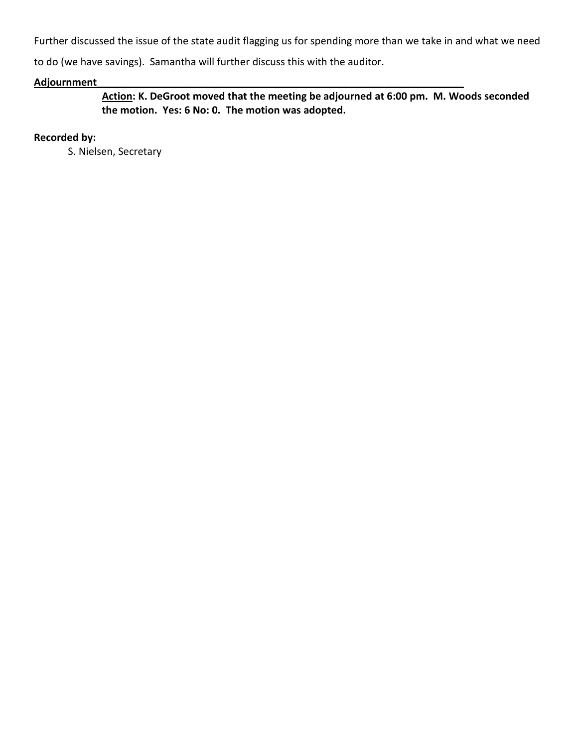Further discussed the issue of the state audit flagging us for spending more than we take in and what we need to do (we have savings). Samantha will further discuss this with the auditor.

**Adjournment**

**Action: K. DeGroot moved that the meeting be adjourned at 6:00 pm. M. Woods seconded the motion. Yes: 6 No: 0. The motion was adopted.**

**Recorded by:**

S. Nielsen, Secretary